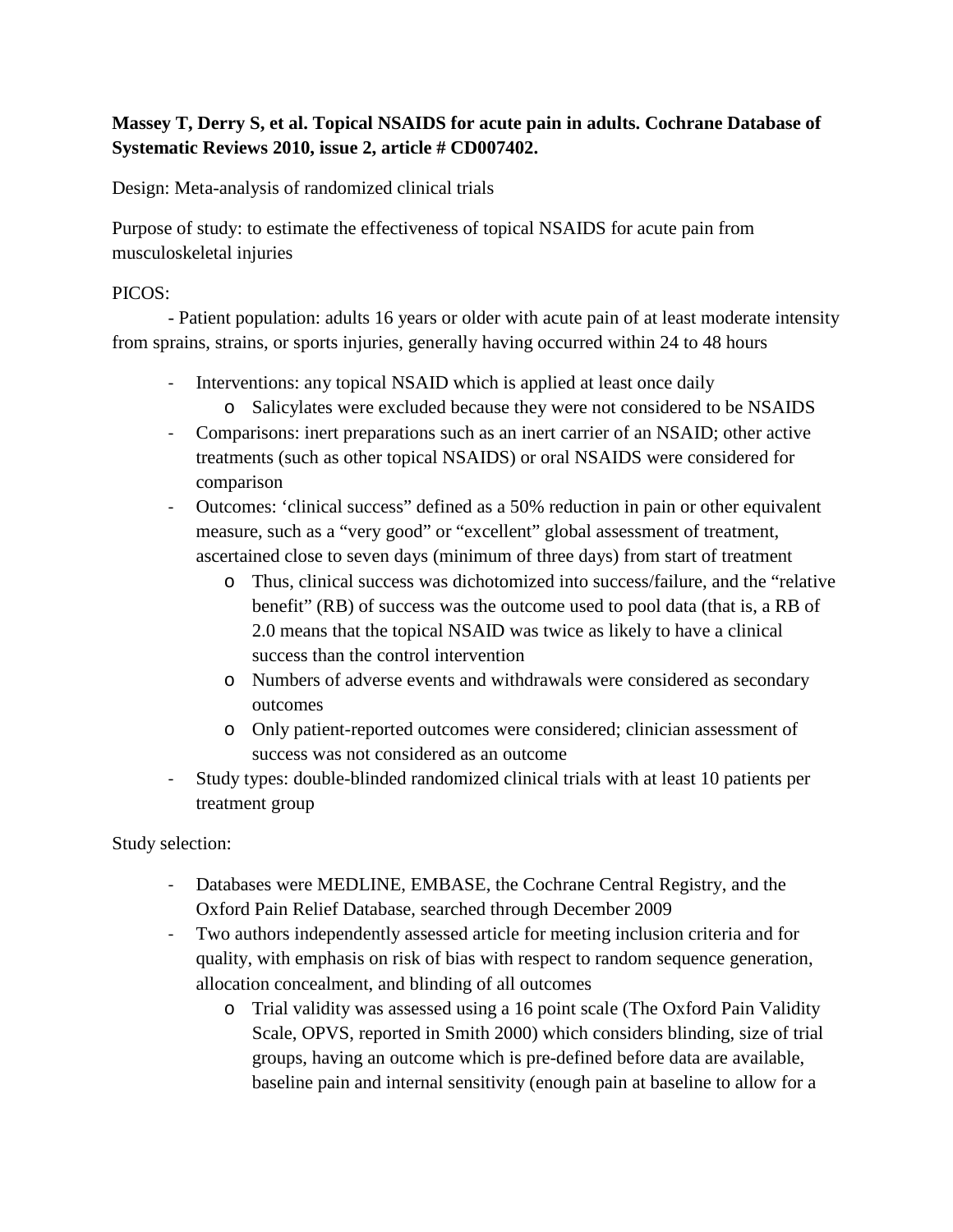**Massey T, Derry S, et al. Topical NSAIDS for acute pain in adults. Cochrane Database of Systematic Reviews 2010, issue 2, article # CD007402.**

Design: Meta-analysis of randomized clinical trials

Purpose of study: to estimate the effectiveness of topical NSAIDS for acute pain from musculoskeletal injuries

PICOS:

- Patient population: adults 16 years or older with acute pain of at least moderate intensity from sprains, strains, or sports injuries, generally having occurred within 24 to 48 hours
- Interventions: any topical NSAID which is applied at least once daily
  - Salicylates were excluded because they were not considered to be NSAIDS
- Comparisons: inert preparations such as an inert carrier of an NSAID; other active treatments (such as other topical NSAIDS) or oral NSAIDS were considered for comparison
- Outcomes: 'clinical success" defined as a 50% reduction in pain or other equivalent measure, such as a "very good" or "excellent" global assessment of treatment, ascertained close to seven days (minimum of three days) from start of treatment
  - Thus, clinical success was dichotomized into success/failure, and the "relative benefit" (RB) of success was the outcome used to pool data (that is, a RB of 2.0 means that the topical NSAID was twice as likely to have a clinical success than the control intervention
  - Numbers of adverse events and withdrawals were considered as secondary outcomes
  - Only patient-reported outcomes were considered; clinician assessment of success was not considered as an outcome
- Study types: double-blinded randomized clinical trials with at least 10 patients per treatment group

Study selection:

- Databases were MEDLINE, EMBASE, the Cochrane Central Registry, and the Oxford Pain Relief Database, searched through December 2009
- Two authors independently assessed article for meeting inclusion criteria and for quality, with emphasis on risk of bias with respect to random sequence generation, allocation concealment, and blinding of all outcomes
  - Trial validity was assessed using a 16 point scale (The Oxford Pain Validity Scale, OPVS, reported in Smith 2000) which considers blinding, size of trial groups, having an outcome which is pre-defined before data are available, baseline pain and internal sensitivity (enough pain at baseline to allow for a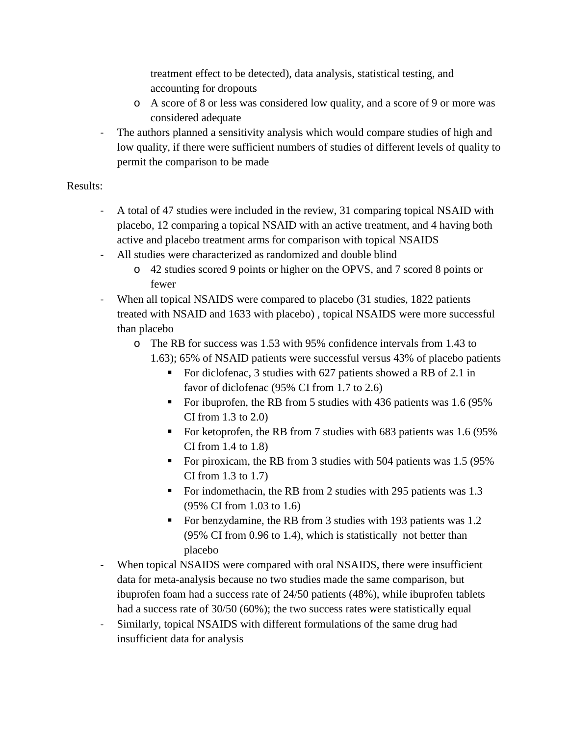- treatment effect to be detected), data analysis, statistical testing, and accounting for dropouts
    - A score of 8 or less was considered low quality, and a score of 9 or more was considered adequate
- The authors planned a sensitivity analysis which would compare studies of high and low quality, if there were sufficient numbers of studies of different levels of quality to permit the comparison to be made

Results:

- A total of 47 studies were included in the review, 31 comparing topical NSAID with placebo, 12 comparing a topical NSAID with an active treatment, and 4 having both active and placebo treatment arms for comparison with topical NSAIDS
- All studies were characterized as randomized and double blind
    - 42 studies scored 9 points or higher on the OPVS, and 7 scored 8 points or fewer
- When all topical NSAIDS were compared to placebo (31 studies, 1822 patients treated with NSAID and 1633 with placebo) , topical NSAIDS were more successful than placebo
    - The RB for success was 1.53 with 95% confidence intervals from 1.43 to 1.63); 65% of NSAID patients were successful versus 43% of placebo patients
        - For diclofenac, 3 studies with 627 patients showed a RB of 2.1 in favor of diclofenac (95% CI from 1.7 to 2.6)
        - For ibuprofen, the RB from 5 studies with 436 patients was 1.6 (95% CI from 1.3 to 2.0)
        - For ketoprofen, the RB from 7 studies with 683 patients was 1.6 (95% CI from 1.4 to 1.8)
        - For piroxicam, the RB from 3 studies with 504 patients was 1.5 (95% CI from 1.3 to 1.7)
        - For indomethacin, the RB from 2 studies with 295 patients was 1.3 (95% CI from 1.03 to 1.6)
        - For benzydamine, the RB from 3 studies with 193 patients was 1.2 (95% CI from 0.96 to 1.4), which is statistically not better than placebo
- When topical NSAIDS were compared with oral NSAIDS, there were insufficient data for meta-analysis because no two studies made the same comparison, but ibuprofen foam had a success rate of 24/50 patients (48%), while ibuprofen tablets had a success rate of 30/50 (60%); the two success rates were statistically equal
- Similarly, topical NSAIDS with different formulations of the same drug had insufficient data for analysis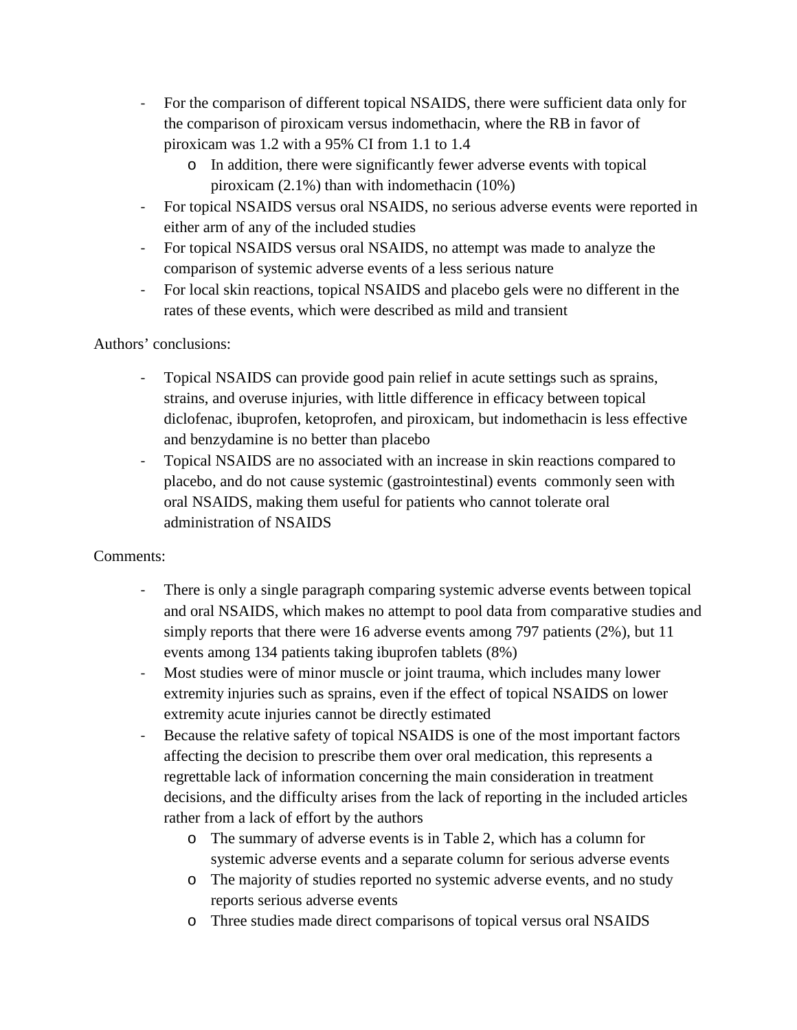- For the comparison of different topical NSAIDS, there were sufficient data only for the comparison of piroxicam versus indomethacin, where the RB in favor of piroxicam was 1.2 with a 95% CI from 1.1 to 1.4
    - In addition, there were significantly fewer adverse events with topical piroxicam (2.1%) than with indomethacin (10%)
- For topical NSAIDS versus oral NSAIDS, no serious adverse events were reported in either arm of any of the included studies
- For topical NSAIDS versus oral NSAIDS, no attempt was made to analyze the comparison of systemic adverse events of a less serious nature
- For local skin reactions, topical NSAIDS and placebo gels were no different in the rates of these events, which were described as mild and transient

Authors' conclusions:

- Topical NSAIDS can provide good pain relief in acute settings such as sprains, strains, and overuse injuries, with little difference in efficacy between topical diclofenac, ibuprofen, ketoprofen, and piroxicam, but indomethacin is less effective and benzydamine is no better than placebo
- Topical NSAIDS are no associated with an increase in skin reactions compared to placebo, and do not cause systemic (gastrointestinal) events commonly seen with oral NSAIDS, making them useful for patients who cannot tolerate oral administration of NSAIDS

Comments:

- There is only a single paragraph comparing systemic adverse events between topical and oral NSAIDS, which makes no attempt to pool data from comparative studies and simply reports that there were 16 adverse events among 797 patients (2%), but 11 events among 134 patients taking ibuprofen tablets (8%)
- Most studies were of minor muscle or joint trauma, which includes many lower extremity injuries such as sprains, even if the effect of topical NSAIDS on lower extremity acute injuries cannot be directly estimated
- Because the relative safety of topical NSAIDS is one of the most important factors affecting the decision to prescribe them over oral medication, this represents a regrettable lack of information concerning the main consideration in treatment decisions, and the difficulty arises from the lack of reporting in the included articles rather from a lack of effort by the authors
    - The summary of adverse events is in Table 2, which has a column for systemic adverse events and a separate column for serious adverse events
    - The majority of studies reported no systemic adverse events, and no study reports serious adverse events
    - Three studies made direct comparisons of topical versus oral NSAIDS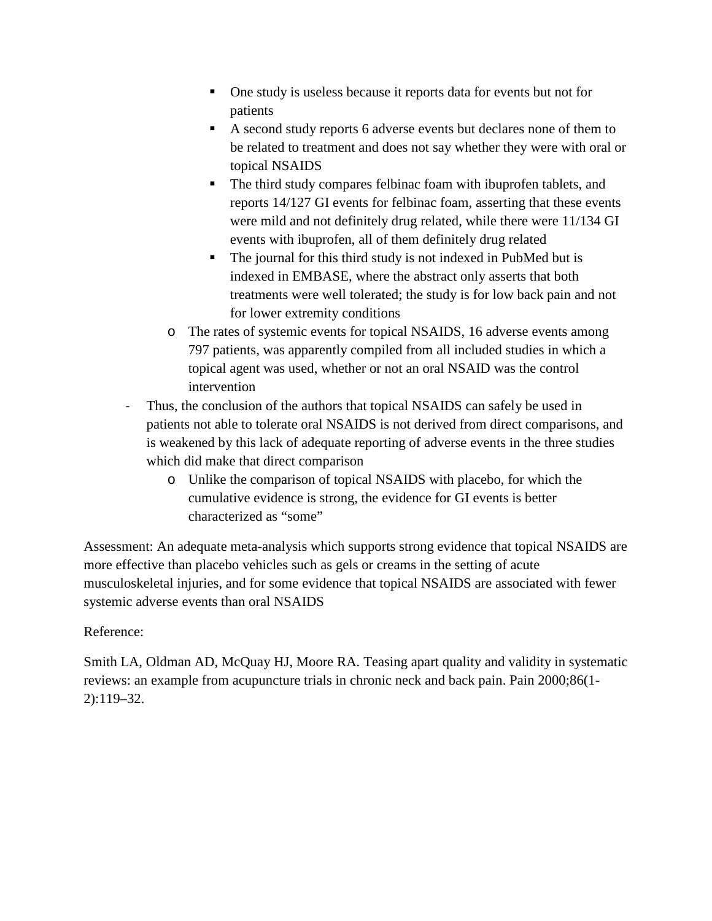- One study is useless because it reports data for events but not for patients
        - A second study reports 6 adverse events but declares none of them to be related to treatment and does not say whether they were with oral or topical NSAIDS
        - The third study compares felbinac foam with ibuprofen tablets, and reports 14/127 GI events for felbinac foam, asserting that these events were mild and not definitely drug related, while there were 11/134 GI events with ibuprofen, all of them definitely drug related
        - The journal for this third study is not indexed in PubMed but is indexed in EMBASE, where the abstract only asserts that both treatments were well tolerated; the study is for low back pain and not for lower extremity conditions
    - The rates of systemic events for topical NSAIDS, 16 adverse events among 797 patients, was apparently compiled from all included studies in which a topical agent was used, whether or not an oral NSAID was the control intervention
- Thus, the conclusion of the authors that topical NSAIDS can safely be used in patients not able to tolerate oral NSAIDS is not derived from direct comparisons, and is weakened by this lack of adequate reporting of adverse events in the three studies which did make that direct comparison
    - Unlike the comparison of topical NSAIDS with placebo, for which the cumulative evidence is strong, the evidence for GI events is better characterized as "some"

Assessment: An adequate meta-analysis which supports strong evidence that topical NSAIDS are more effective than placebo vehicles such as gels or creams in the setting of acute musculoskeletal injuries, and for some evidence that topical NSAIDS are associated with fewer systemic adverse events than oral NSAIDS

Reference:

Smith LA, Oldman AD, McQuay HJ, Moore RA. Teasing apart quality and validity in systematic reviews: an example from acupuncture trials in chronic neck and back pain. Pain 2000;86(1-2):119–32.